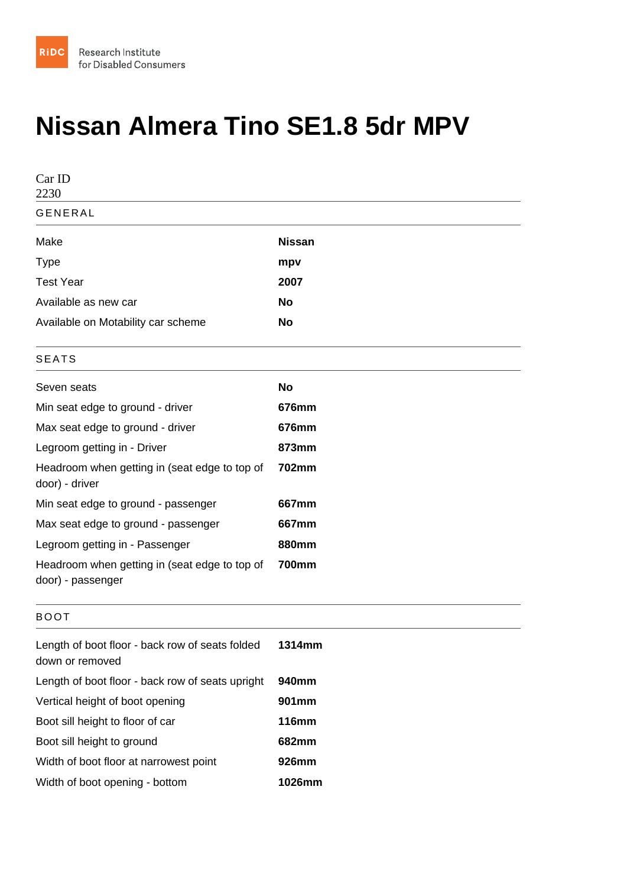RiDC Research Institute for Disabled Consumers

# Nissan Almera Tino SE1.8 5dr MPV

Car ID
2230

## GENERAL

| | |
|---|---|
| Make | **Nissan** |
| Type | **mpv** |
| Test Year | **2007** |
| Available as new car | **No** |
| Available on Motability car scheme | **No** |

## SEATS

| | |
|---|---|
| Seven seats | **No** |
| Min seat edge to ground - driver | **676mm** |
| Max seat edge to ground - driver | **676mm** |
| Legroom getting in - Driver | **873mm** |
| Headroom when getting in (seat edge to top of door) - driver | **702mm** |
| Min seat edge to ground - passenger | **667mm** |
| Max seat edge to ground - passenger | **667mm** |
| Legroom getting in - Passenger | **880mm** |
| Headroom when getting in (seat edge to top of door) - passenger | **700mm** |

## BOOT

| | |
|---|---|
| Length of boot floor - back row of seats folded down or removed | **1314mm** |
| Length of boot floor - back row of seats upright | **940mm** |
| Vertical height of boot opening | **901mm** |
| Boot sill height to floor of car | **116mm** |
| Boot sill height to ground | **682mm** |
| Width of boot floor at narrowest point | **926mm** |
| Width of boot opening - bottom | **1026mm** |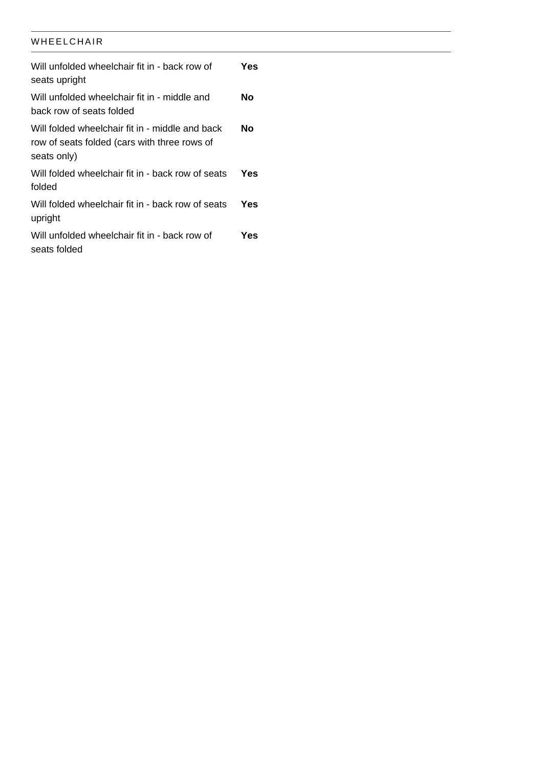## WHEELCHAIR

| | |
|---|---|
| Will unfolded wheelchair fit in - back row of seats upright | **Yes** |
| Will unfolded wheelchair fit in - middle and back row of seats folded | **No** |
| Will folded wheelchair fit in - middle and back row of seats folded (cars with three rows of seats only) | **No** |
| Will folded wheelchair fit in - back row of seats folded | **Yes** |
| Will folded wheelchair fit in - back row of seats upright | **Yes** |
| Will unfolded wheelchair fit in - back row of seats folded | **Yes** |